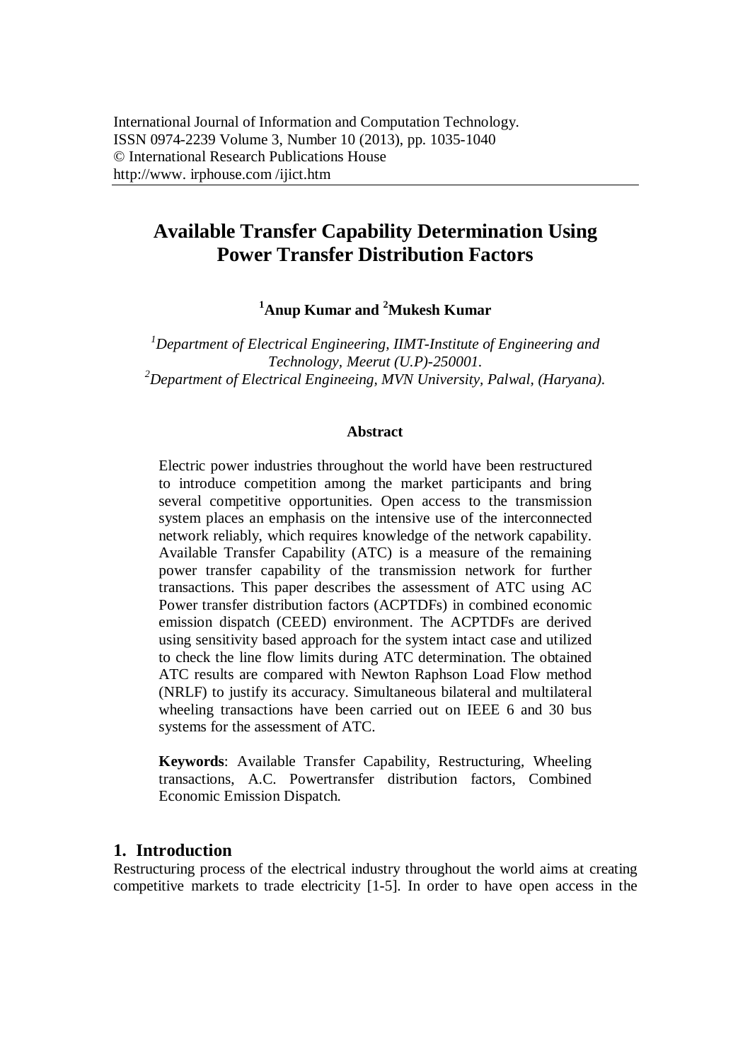International Journal of Information and Computation Technology.
ISSN 0974-2239 Volume 3, Number 10 (2013), pp. 1035-1040
© International Research Publications House
http://www. irphouse.com /ijict.htm

# Available Transfer Capability Determination Using Power Transfer Distribution Factors

**[1]Anup Kumar and [2]Mukesh Kumar**

*[1]Department of Electrical Engineering, IIMT-Institute of Engineering and Technology, Meerut (U.P)-250001.*
*[2]Department of Electrical Engineeing, MVN University, Palwal, (Haryana).*

### Abstract

Electric power industries throughout the world have been restructured to introduce competition among the market participants and bring several competitive opportunities. Open access to the transmission system places an emphasis on the intensive use of the interconnected network reliably, which requires knowledge of the network capability. Available Transfer Capability (ATC) is a measure of the remaining power transfer capability of the transmission network for further transactions. This paper describes the assessment of ATC using AC Power transfer distribution factors (ACPTDFs) in combined economic emission dispatch (CEED) environment. The ACPTDFs are derived using sensitivity based approach for the system intact case and utilized to check the line flow limits during ATC determination. The obtained ATC results are compared with Newton Raphson Load Flow method (NRLF) to justify its accuracy. Simultaneous bilateral and multilateral wheeling transactions have been carried out on IEEE 6 and 30 bus systems for the assessment of ATC.

**Keywords**: Available Transfer Capability, Restructuring, Wheeling transactions, A.C. Powertransfer distribution factors, Combined Economic Emission Dispatch.

## 1. Introduction

Restructuring process of the electrical industry throughout the world aims at creating competitive markets to trade electricity [1-5]. In order to have open access in the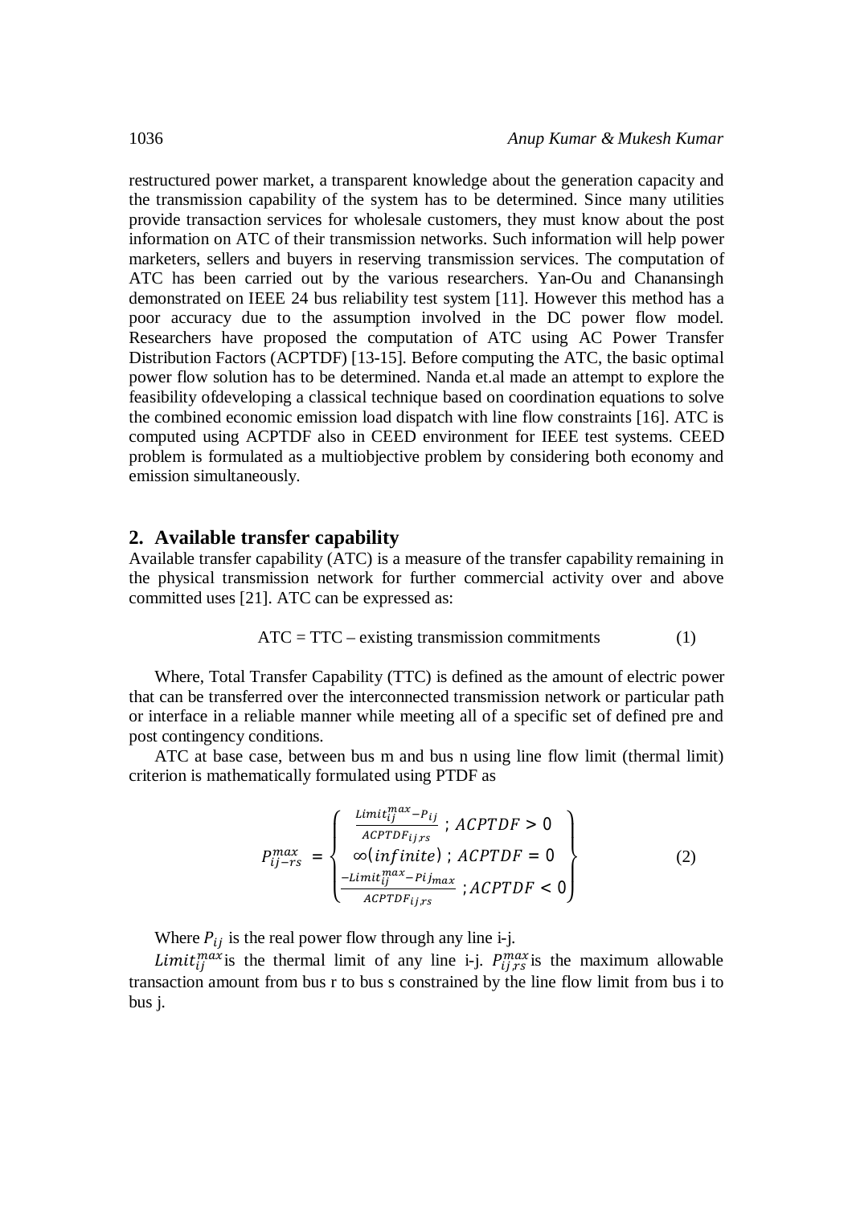restructured power market, a transparent knowledge about the generation capacity and the transmission capability of the system has to be determined. Since many utilities provide transaction services for wholesale customers, they must know about the post information on ATC of their transmission networks. Such information will help power marketers, sellers and buyers in reserving transmission services. The computation of ATC has been carried out by the various researchers. Yan-Ou and Chanansingh demonstrated on IEEE 24 bus reliability test system [11]. However this method has a poor accuracy due to the assumption involved in the DC power flow model. Researchers have proposed the computation of ATC using AC Power Transfer Distribution Factors (ACPTDF) [13-15]. Before computing the ATC, the basic optimal power flow solution has to be determined. Nanda et.al made an attempt to explore the feasibility ofdeveloping a classical technique based on coordination equations to solve the combined economic emission load dispatch with line flow constraints [16]. ATC is computed using ACPTDF also in CEED environment for IEEE test systems. CEED problem is formulated as a multiobjective problem by considering both economy and emission simultaneously.

## 2. Available transfer capability

Available transfer capability (ATC) is a measure of the transfer capability remaining in the physical transmission network for further commercial activity over and above committed uses [21]. ATC can be expressed as:

$$\text{ATC} = \text{TTC} - \text{existing transmission commitments} \tag{1}$$

Where, Total Transfer Capability (TTC) is defined as the amount of electric power that can be transferred over the interconnected transmission network or particular path or interface in a reliable manner while meeting all of a specific set of defined pre and post contingency conditions.

ATC at base case, between bus m and bus n using line flow limit (thermal limit) criterion is mathematically formulated using PTDF as

$$P_{ij-rs}^{max} = \begin{Bmatrix} \frac{Limit_{ij}^{max} - P_{ij}}{ACPTDF_{ij,rs}} \; ; \; ACPTDF > 0 \\ \infty(infinite) \; ; \; ACPTDF = 0 \\ \frac{-Limit_{ij}^{max} - Pij_{max}}{ACPTDF_{ij,rs}} \; ; ACPTDF < 0 \end{Bmatrix} \tag{2}$$

Where $P_{ij}$ is the real power flow through any line i-j.

$Limit_{ij}^{max}$ is the thermal limit of any line i-j. $P_{ij,rs}^{max}$ is the maximum allowable transaction amount from bus r to bus s constrained by the line flow limit from bus i to bus j.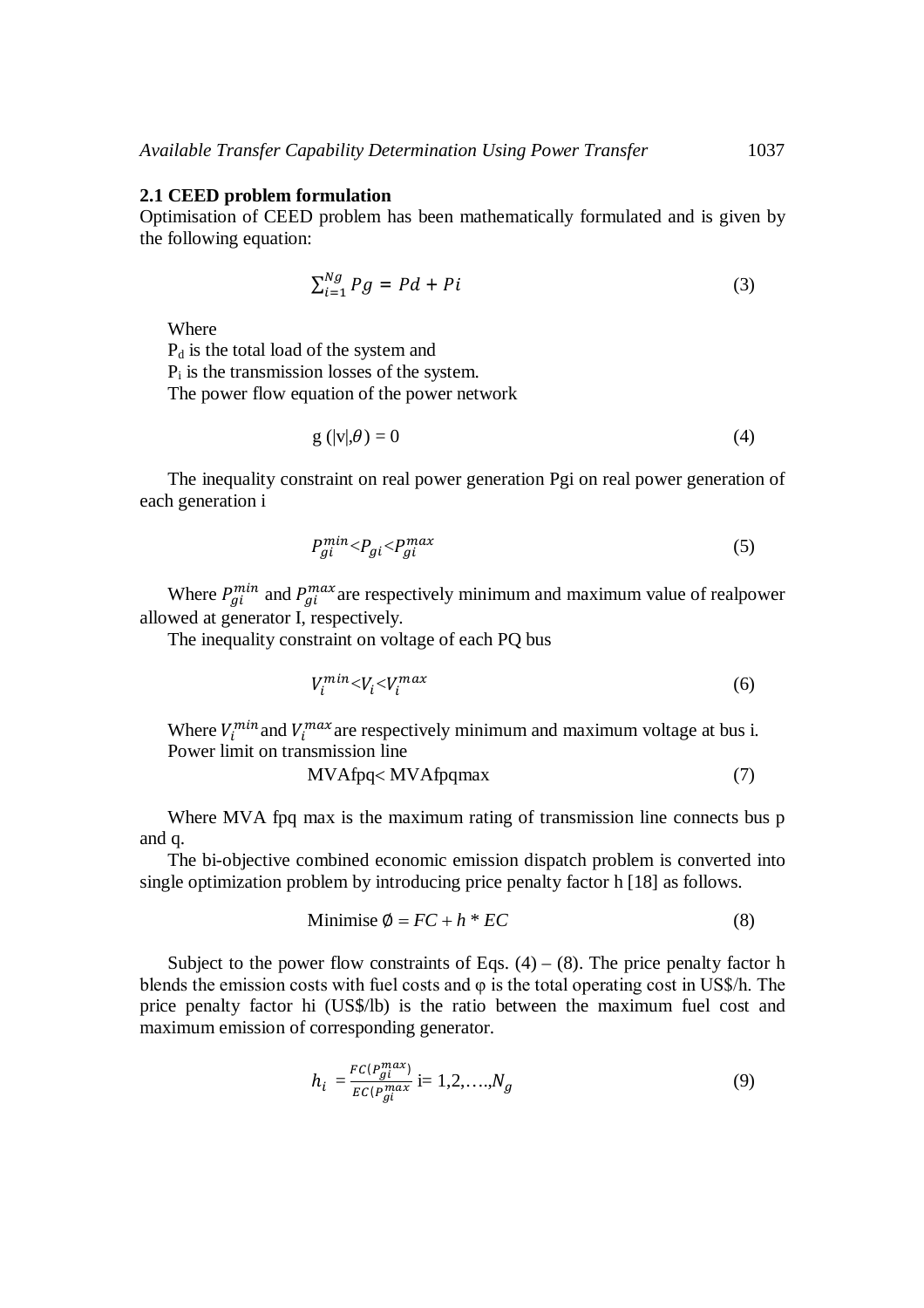### 2.1 CEED problem formulation

Optimisation of CEED problem has been mathematically formulated and is given by the following equation:

$$\sum_{i=1}^{Ng} Pg = Pd + Pi \tag{3}$$

Where

$P_d$ is the total load of the system and

$P_i$ is the transmission losses of the system.

The power flow equation of the power network

$$g(|v|,\theta) = 0 \tag{4}$$

The inequality constraint on real power generation Pgi on real power generation of each generation i

$$P_{gi}^{min} < P_{gi} < P_{gi}^{max} \tag{5}$$

Where $P_{gi}^{min}$ and $P_{gi}^{max}$ are respectively minimum and maximum value of realpower allowed at generator I, respectively.

The inequality constraint on voltage of each PQ bus

$$V_i^{min} < V_i < V_i^{max} \tag{6}$$

Where $V_i^{min}$ and $V_i^{max}$ are respectively minimum and maximum voltage at bus i.

Power limit on transmission line

$$MVAfpq < MVAfpqmax \tag{7}$$

Where MVA fpq max is the maximum rating of transmission line connects bus p and q.

The bi-objective combined economic emission dispatch problem is converted into single optimization problem by introducing price penalty factor h [18] as follows.

$$\text{Minimise } \emptyset = FC + h * EC \tag{8}$$

Subject to the power flow constraints of Eqs. (4) – (8). The price penalty factor h blends the emission costs with fuel costs and φ is the total operating cost in US$/h. The price penalty factor hi (US$/lb) is the ratio between the maximum fuel cost and maximum emission of corresponding generator.

$$h_i = \frac{FC(P_{gi}^{max})}{EC(P_{gi}^{max}} \; i = 1,2,\ldots,N_g \tag{9}$$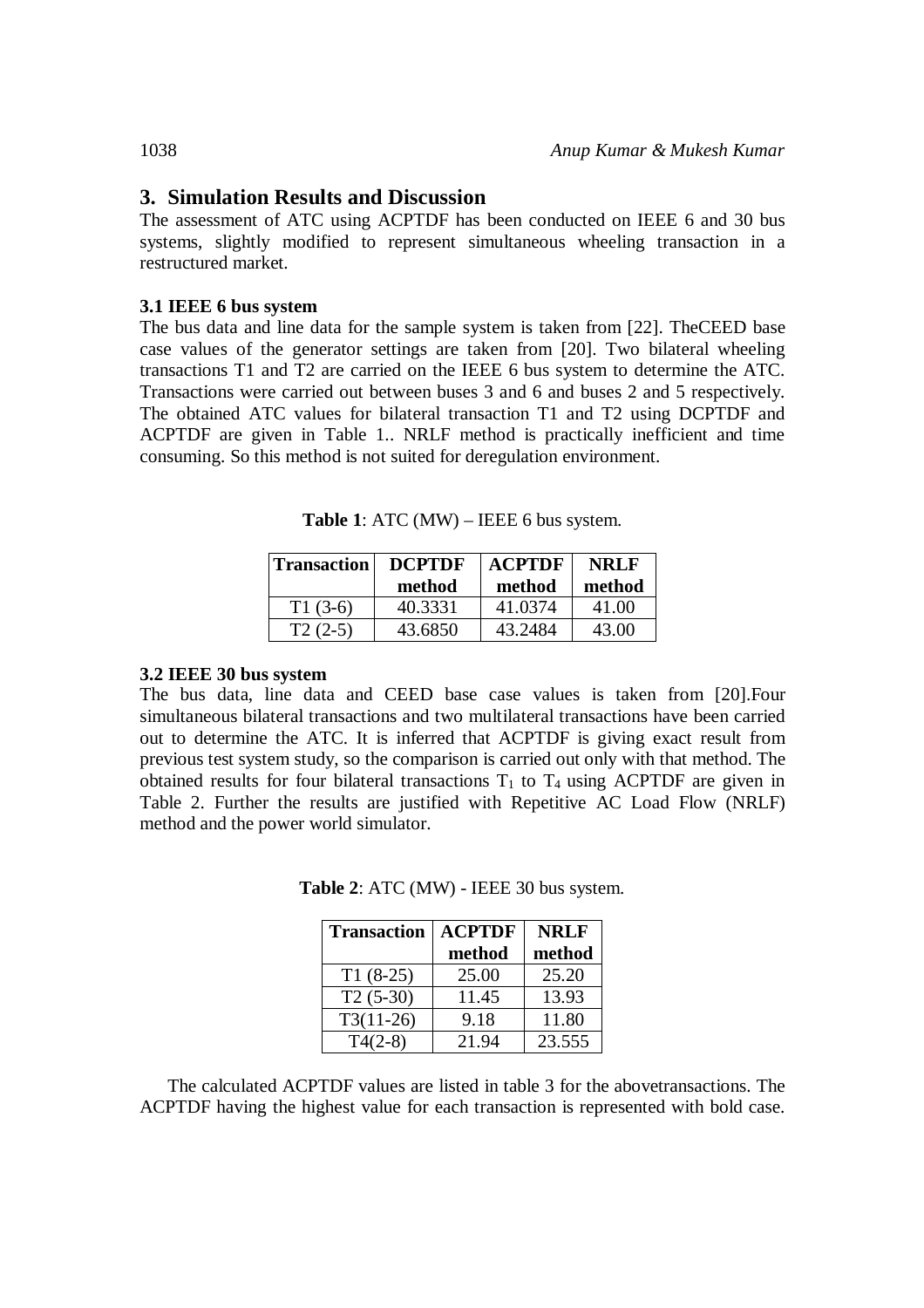## 3. Simulation Results and Discussion

The assessment of ATC using ACPTDF has been conducted on IEEE 6 and 30 bus systems, slightly modified to represent simultaneous wheeling transaction in a restructured market.

### 3.1 IEEE 6 bus system

The bus data and line data for the sample system is taken from [22]. TheCEED base case values of the generator settings are taken from [20]. Two bilateral wheeling transactions T1 and T2 are carried on the IEEE 6 bus system to determine the ATC. Transactions were carried out between buses 3 and 6 and buses 2 and 5 respectively. The obtained ATC values for bilateral transaction T1 and T2 using DCPTDF and ACPTDF are given in Table 1.. NRLF method is practically inefficient and time consuming. So this method is not suited for deregulation environment.

**Table 1**: ATC (MW) – IEEE 6 bus system.

| Transaction | DCPTDF method | ACPTDF method | NRLF method |
|---|---|---|---|
| T1 (3-6) | 40.3331 | 41.0374 | 41.00 |
| T2 (2-5) | 43.6850 | 43.2484 | 43.00 |

### 3.2 IEEE 30 bus system

The bus data, line data and CEED base case values is taken from [20].Four simultaneous bilateral transactions and two multilateral transactions have been carried out to determine the ATC. It is inferred that ACPTDF is giving exact result from previous test system study, so the comparison is carried out only with that method. The obtained results for four bilateral transactions $T_1$ to $T_4$ using ACPTDF are given in Table 2. Further the results are justified with Repetitive AC Load Flow (NRLF) method and the power world simulator.

**Table 2**: ATC (MW) - IEEE 30 bus system.

| Transaction | ACPTDF method | NRLF method |
|---|---|---|
| T1 (8-25) | 25.00 | 25.20 |
| T2 (5-30) | 11.45 | 13.93 |
| T3(11-26) | 9.18 | 11.80 |
| T4(2-8) | 21.94 | 23.555 |

The calculated ACPTDF values are listed in table 3 for the abovetransactions. The ACPTDF having the highest value for each transaction is represented with bold case.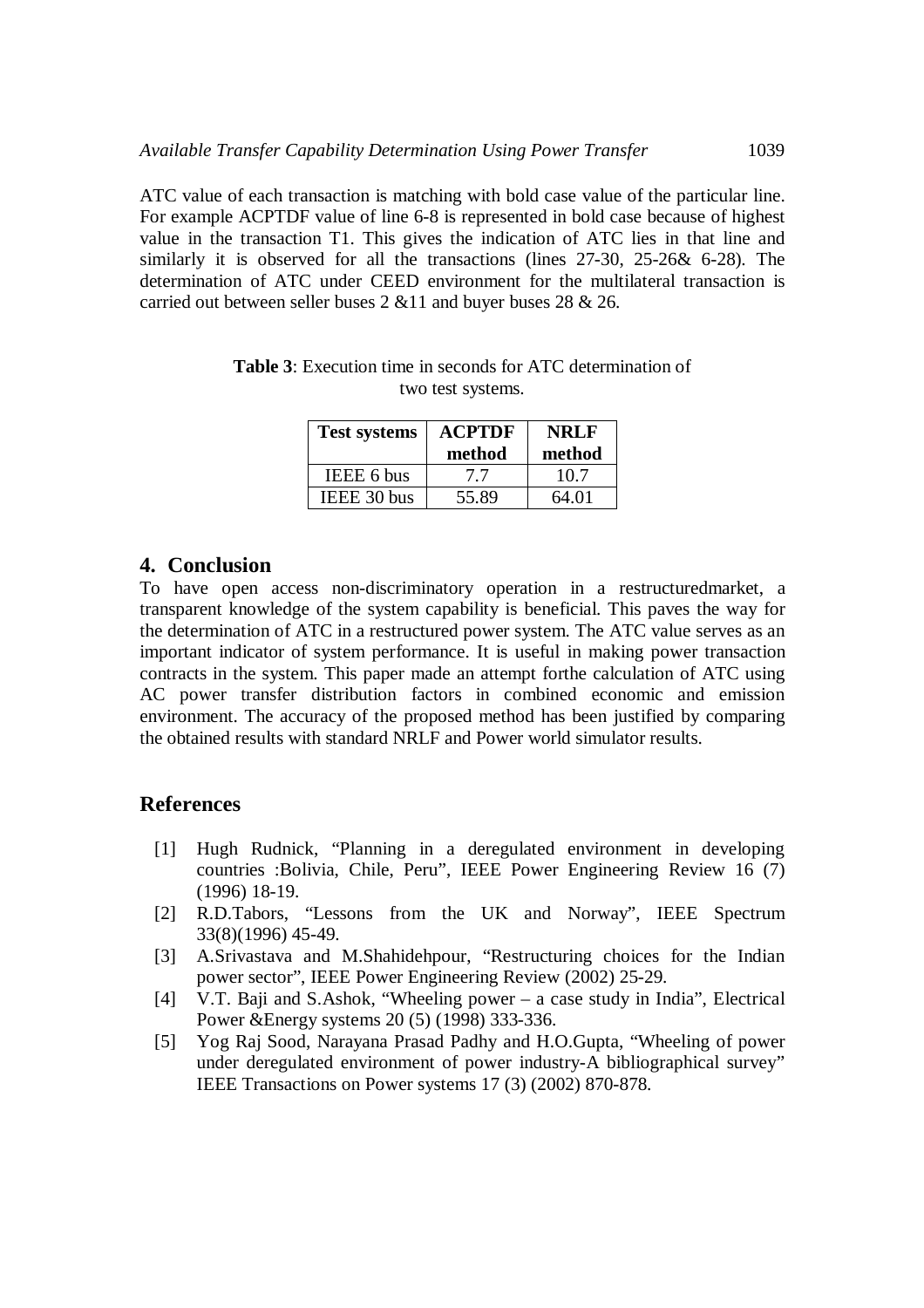ATC value of each transaction is matching with bold case value of the particular line. For example ACPTDF value of line 6-8 is represented in bold case because of highest value in the transaction T1. This gives the indication of ATC lies in that line and similarly it is observed for all the transactions (lines 27-30, 25-26& 6-28). The determination of ATC under CEED environment for the multilateral transaction is carried out between seller buses 2 &11 and buyer buses 28 & 26.

**Table 3**: Execution time in seconds for ATC determination of two test systems.

| Test systems | ACPTDF method | NRLF method |
|---|---|---|
| IEEE 6 bus | 7.7 | 10.7 |
| IEEE 30 bus | 55.89 | 64.01 |

## 4. Conclusion

To have open access non-discriminatory operation in a restructuredmarket, a transparent knowledge of the system capability is beneficial. This paves the way for the determination of ATC in a restructured power system. The ATC value serves as an important indicator of system performance. It is useful in making power transaction contracts in the system. This paper made an attempt forthe calculation of ATC using AC power transfer distribution factors in combined economic and emission environment. The accuracy of the proposed method has been justified by comparing the obtained results with standard NRLF and Power world simulator results.

## References

[1] Hugh Rudnick, "Planning in a deregulated environment in developing countries :Bolivia, Chile, Peru", IEEE Power Engineering Review 16 (7) (1996) 18-19.

[2] R.D.Tabors, "Lessons from the UK and Norway", IEEE Spectrum 33(8)(1996) 45-49.

[3] A.Srivastava and M.Shahidehpour, "Restructuring choices for the Indian power sector", IEEE Power Engineering Review (2002) 25-29.

[4] V.T. Baji and S.Ashok, "Wheeling power – a case study in India", Electrical Power &Energy systems 20 (5) (1998) 333-336.

[5] Yog Raj Sood, Narayana Prasad Padhy and H.O.Gupta, "Wheeling of power under deregulated environment of power industry-A bibliographical survey" IEEE Transactions on Power systems 17 (3) (2002) 870-878.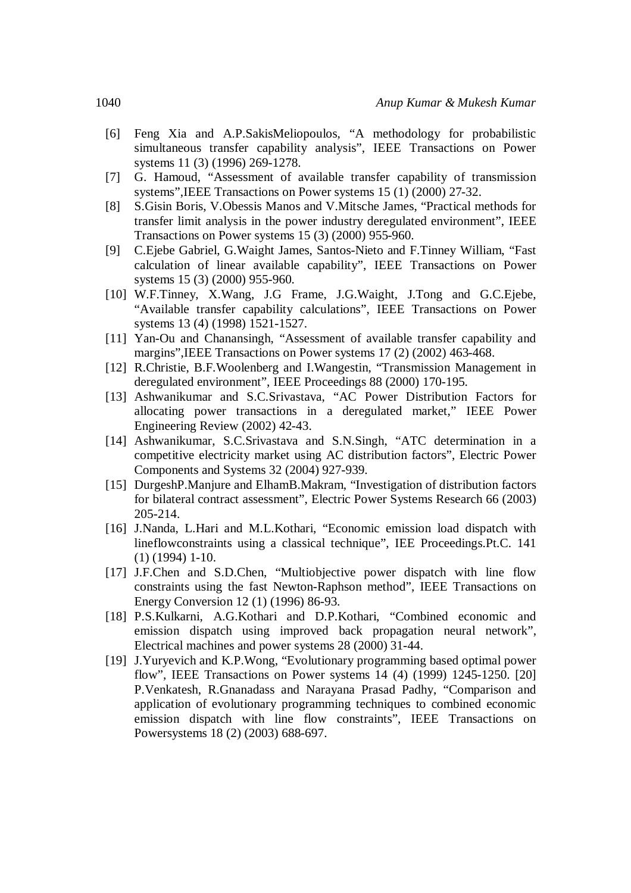[6] Feng Xia and A.P.SakisMeliopoulos, "A methodology for probabilistic simultaneous transfer capability analysis", IEEE Transactions on Power systems 11 (3) (1996) 269-1278.

[7] G. Hamoud, "Assessment of available transfer capability of transmission systems",IEEE Transactions on Power systems 15 (1) (2000) 27-32.

[8] S.Gisin Boris, V.Obessis Manos and V.Mitsche James, "Practical methods for transfer limit analysis in the power industry deregulated environment", IEEE Transactions on Power systems 15 (3) (2000) 955-960.

[9] C.Ejebe Gabriel, G.Waight James, Santos-Nieto and F.Tinney William, "Fast calculation of linear available capability", IEEE Transactions on Power systems 15 (3) (2000) 955-960.

[10] W.F.Tinney, X.Wang, J.G Frame, J.G.Waight, J.Tong and G.C.Ejebe, "Available transfer capability calculations", IEEE Transactions on Power systems 13 (4) (1998) 1521-1527.

[11] Yan-Ou and Chanansingh, "Assessment of available transfer capability and margins",IEEE Transactions on Power systems 17 (2) (2002) 463-468.

[12] R.Christie, B.F.Woolenberg and I.Wangestin, "Transmission Management in deregulated environment", IEEE Proceedings 88 (2000) 170-195.

[13] Ashwanikumar and S.C.Srivastava, "AC Power Distribution Factors for allocating power transactions in a deregulated market," IEEE Power Engineering Review (2002) 42-43.

[14] Ashwanikumar, S.C.Srivastava and S.N.Singh, "ATC determination in a competitive electricity market using AC distribution factors", Electric Power Components and Systems 32 (2004) 927-939.

[15] DurgeshP.Manjure and ElhamB.Makram, "Investigation of distribution factors for bilateral contract assessment", Electric Power Systems Research 66 (2003) 205-214.

[16] J.Nanda, L.Hari and M.L.Kothari, "Economic emission load dispatch with lineflowconstraints using a classical technique", IEE Proceedings.Pt.C. 141 (1) (1994) 1-10.

[17] J.F.Chen and S.D.Chen, "Multiobjective power dispatch with line flow constraints using the fast Newton-Raphson method", IEEE Transactions on Energy Conversion 12 (1) (1996) 86-93.

[18] P.S.Kulkarni, A.G.Kothari and D.P.Kothari, "Combined economic and emission dispatch using improved back propagation neural network", Electrical machines and power systems 28 (2000) 31-44.

[19] J.Yuryevich and K.P.Wong, "Evolutionary programming based optimal power flow", IEEE Transactions on Power systems 14 (4) (1999) 1245-1250. [20] P.Venkatesh, R.Gnanadass and Narayana Prasad Padhy, "Comparison and application of evolutionary programming techniques to combined economic emission dispatch with line flow constraints", IEEE Transactions on Powersystems 18 (2) (2003) 688-697.